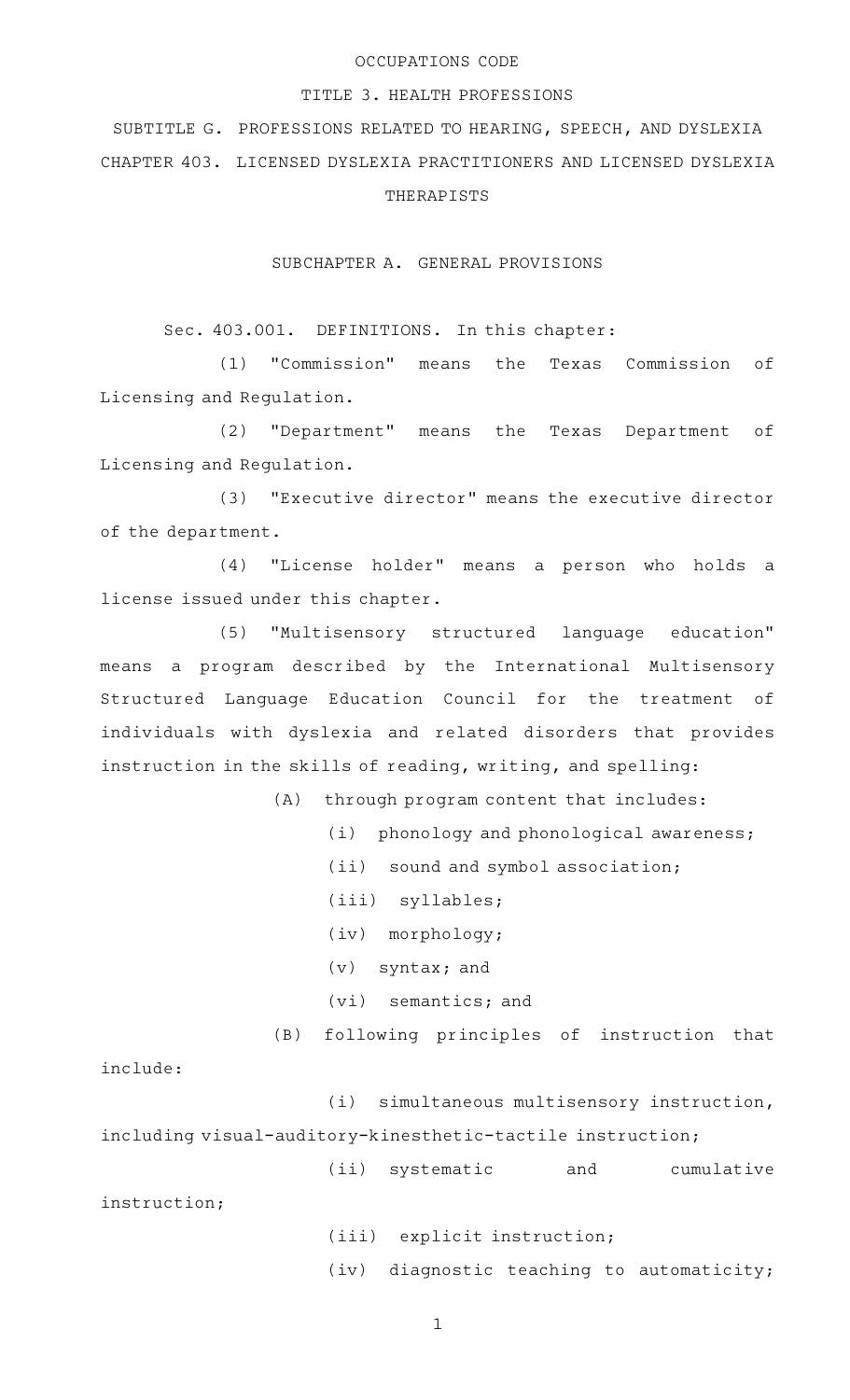OCCUPATIONS CODE

TITLE 3. HEALTH PROFESSIONS

SUBTITLE G. PROFESSIONS RELATED TO HEARING, SPEECH, AND DYSLEXIA

CHAPTER 403. LICENSED DYSLEXIA PRACTITIONERS AND LICENSED DYSLEXIA THERAPISTS

SUBCHAPTER A. GENERAL PROVISIONS

Sec. 403.001. DEFINITIONS. In this chapter:

(1) "Commission" means the Texas Commission of Licensing and Regulation.

(2) "Department" means the Texas Department of Licensing and Regulation.

(3) "Executive director" means the executive director of the department.

(4) "License holder" means a person who holds a license issued under this chapter.

(5) "Multisensory structured language education" means a program described by the International Multisensory Structured Language Education Council for the treatment of individuals with dyslexia and related disorders that provides instruction in the skills of reading, writing, and spelling:

(A) through program content that includes:

(i) phonology and phonological awareness;

(ii) sound and symbol association;

(iii) syllables;

(iv) morphology;

(v) syntax; and

(vi) semantics; and

(B) following principles of instruction that include:

(i) simultaneous multisensory instruction, including visual-auditory-kinesthetic-tactile instruction;

(ii) systematic and cumulative instruction;

(iii) explicit instruction;

(iv) diagnostic teaching to automaticity;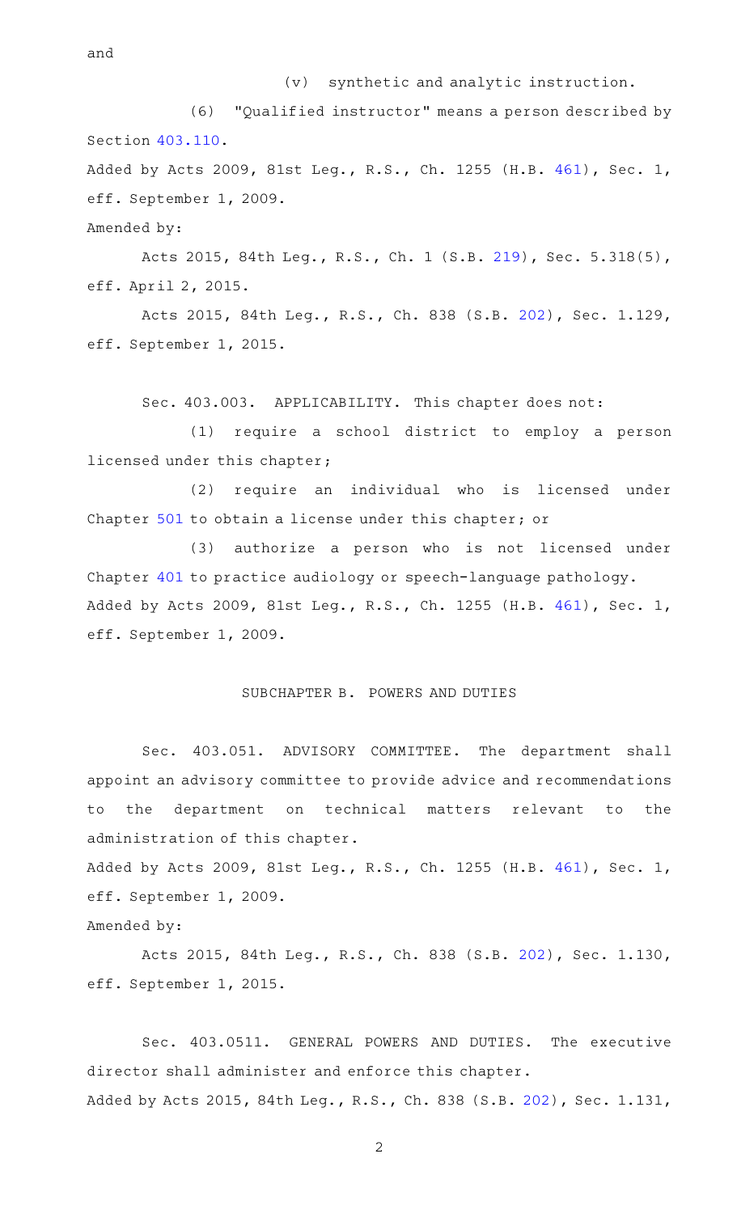and

(v) synthetic and analytic instruction.

(6) "Qualified instructor" means a person described by Section 403.110.

Added by Acts 2009, 81st Leg., R.S., Ch. 1255 (H.B. 461), Sec. 1, eff. September 1, 2009.

Amended by:

Acts 2015, 84th Leg., R.S., Ch. 1 (S.B. 219), Sec. 5.318(5), eff. April 2, 2015.

Acts 2015, 84th Leg., R.S., Ch. 838 (S.B. 202), Sec. 1.129, eff. September 1, 2015.

Sec. 403.003. APPLICABILITY. This chapter does not:

(1) require a school district to employ a person licensed under this chapter;

(2) require an individual who is licensed under Chapter 501 to obtain a license under this chapter; or

(3) authorize a person who is not licensed under Chapter 401 to practice audiology or speech-language pathology.

Added by Acts 2009, 81st Leg., R.S., Ch. 1255 (H.B. 461), Sec. 1, eff. September 1, 2009.

## SUBCHAPTER B. POWERS AND DUTIES

Sec. 403.051. ADVISORY COMMITTEE. The department shall appoint an advisory committee to provide advice and recommendations to the department on technical matters relevant to the administration of this chapter.

Added by Acts 2009, 81st Leg., R.S., Ch. 1255 (H.B. 461), Sec. 1, eff. September 1, 2009.

Amended by:

Acts 2015, 84th Leg., R.S., Ch. 838 (S.B. 202), Sec. 1.130, eff. September 1, 2015.

Sec. 403.0511. GENERAL POWERS AND DUTIES. The executive director shall administer and enforce this chapter.

Added by Acts 2015, 84th Leg., R.S., Ch. 838 (S.B. 202), Sec. 1.131,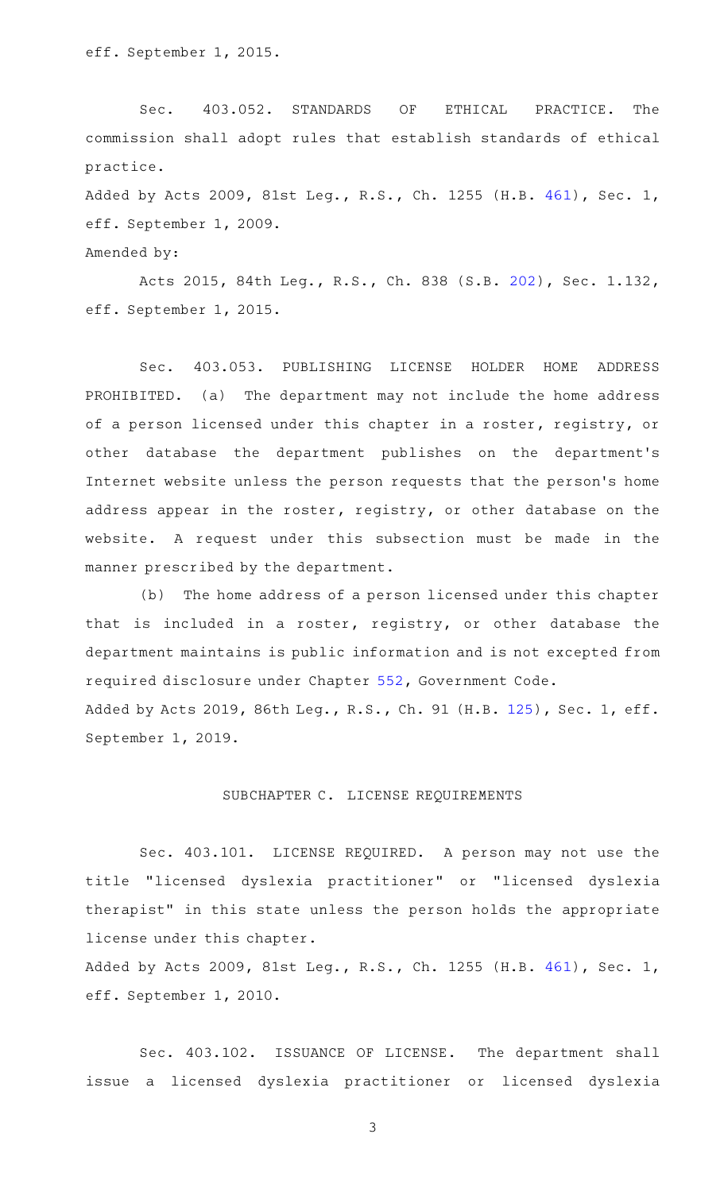eff. September 1, 2015.

Sec. 403.052. STANDARDS OF ETHICAL PRACTICE. The commission shall adopt rules that establish standards of ethical practice.

Added by Acts 2009, 81st Leg., R.S., Ch. 1255 (H.B. 461), Sec. 1, eff. September 1, 2009.

Amended by:

Acts 2015, 84th Leg., R.S., Ch. 838 (S.B. 202), Sec. 1.132, eff. September 1, 2015.

Sec. 403.053. PUBLISHING LICENSE HOLDER HOME ADDRESS PROHIBITED. (a) The department may not include the home address of a person licensed under this chapter in a roster, registry, or other database the department publishes on the department's Internet website unless the person requests that the person's home address appear in the roster, registry, or other database on the website. A request under this subsection must be made in the manner prescribed by the department.

(b) The home address of a person licensed under this chapter that is included in a roster, registry, or other database the department maintains is public information and is not excepted from required disclosure under Chapter 552, Government Code.

Added by Acts 2019, 86th Leg., R.S., Ch. 91 (H.B. 125), Sec. 1, eff. September 1, 2019.

## SUBCHAPTER C. LICENSE REQUIREMENTS

Sec. 403.101. LICENSE REQUIRED. A person may not use the title "licensed dyslexia practitioner" or "licensed dyslexia therapist" in this state unless the person holds the appropriate license under this chapter.

Added by Acts 2009, 81st Leg., R.S., Ch. 1255 (H.B. 461), Sec. 1, eff. September 1, 2010.

Sec. 403.102. ISSUANCE OF LICENSE. The department shall issue a licensed dyslexia practitioner or licensed dyslexia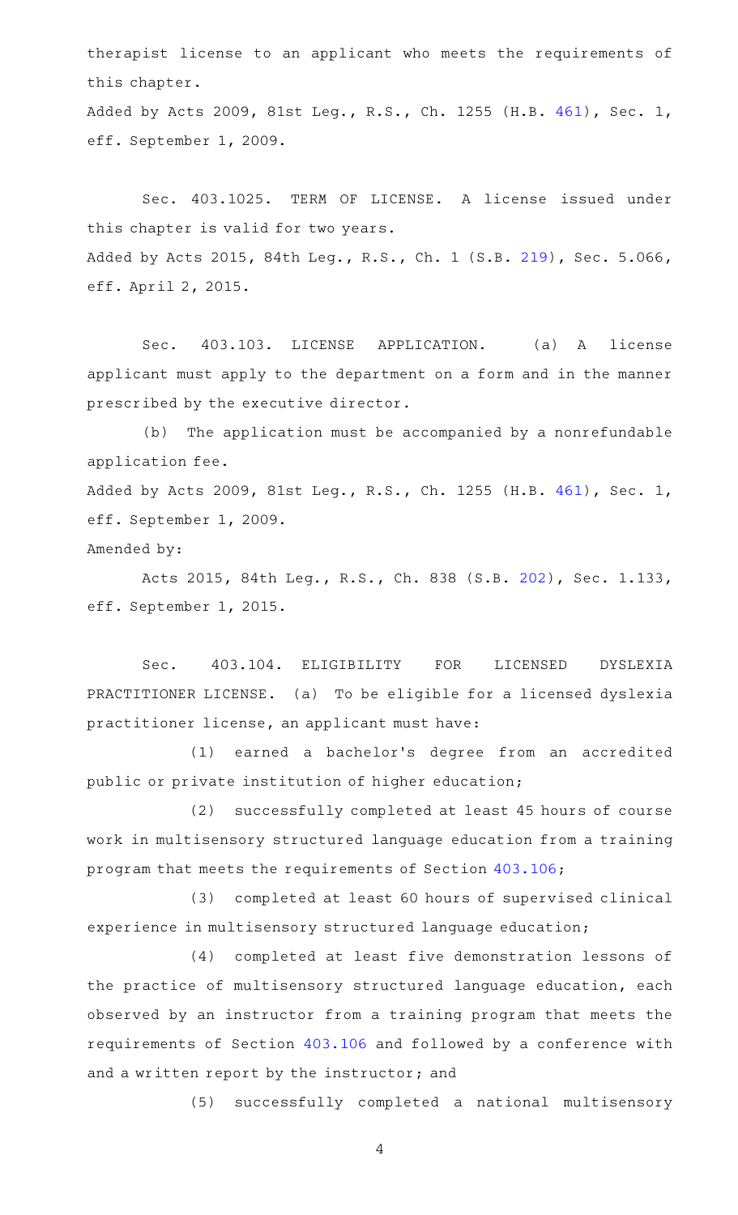therapist license to an applicant who meets the requirements of this chapter.

Added by Acts 2009, 81st Leg., R.S., Ch. 1255 (H.B. 461), Sec. 1, eff. September 1, 2009.

Sec. 403.1025. TERM OF LICENSE. A license issued under this chapter is valid for two years.

Added by Acts 2015, 84th Leg., R.S., Ch. 1 (S.B. 219), Sec. 5.066, eff. April 2, 2015.

Sec. 403.103. LICENSE APPLICATION. (a) A license applicant must apply to the department on a form and in the manner prescribed by the executive director.

(b) The application must be accompanied by a nonrefundable application fee.

Added by Acts 2009, 81st Leg., R.S., Ch. 1255 (H.B. 461), Sec. 1, eff. September 1, 2009.

Amended by:

Acts 2015, 84th Leg., R.S., Ch. 838 (S.B. 202), Sec. 1.133, eff. September 1, 2015.

Sec. 403.104. ELIGIBILITY FOR LICENSED DYSLEXIA PRACTITIONER LICENSE. (a) To be eligible for a licensed dyslexia practitioner license, an applicant must have:

(1) earned a bachelor's degree from an accredited public or private institution of higher education;

(2) successfully completed at least 45 hours of course work in multisensory structured language education from a training program that meets the requirements of Section 403.106;

(3) completed at least 60 hours of supervised clinical experience in multisensory structured language education;

(4) completed at least five demonstration lessons of the practice of multisensory structured language education, each observed by an instructor from a training program that meets the requirements of Section 403.106 and followed by a conference with and a written report by the instructor; and

(5) successfully completed a national multisensory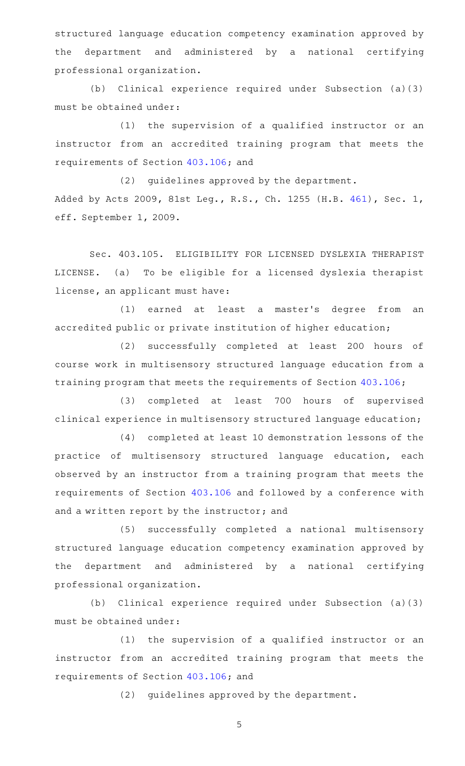structured language education competency examination approved by the department and administered by a national certifying professional organization.

(b) Clinical experience required under Subsection (a)(3) must be obtained under:

(1) the supervision of a qualified instructor or an instructor from an accredited training program that meets the requirements of Section 403.106; and

(2) guidelines approved by the department.

Added by Acts 2009, 81st Leg., R.S., Ch. 1255 (H.B. 461), Sec. 1, eff. September 1, 2009.

Sec. 403.105. ELIGIBILITY FOR LICENSED DYSLEXIA THERAPIST LICENSE. (a) To be eligible for a licensed dyslexia therapist license, an applicant must have:

(1) earned at least a master's degree from an accredited public or private institution of higher education;

(2) successfully completed at least 200 hours of course work in multisensory structured language education from a training program that meets the requirements of Section 403.106;

(3) completed at least 700 hours of supervised clinical experience in multisensory structured language education;

(4) completed at least 10 demonstration lessons of the practice of multisensory structured language education, each observed by an instructor from a training program that meets the requirements of Section 403.106 and followed by a conference with and a written report by the instructor; and

(5) successfully completed a national multisensory structured language education competency examination approved by the department and administered by a national certifying professional organization.

(b) Clinical experience required under Subsection (a)(3) must be obtained under:

(1) the supervision of a qualified instructor or an instructor from an accredited training program that meets the requirements of Section 403.106; and

(2) guidelines approved by the department.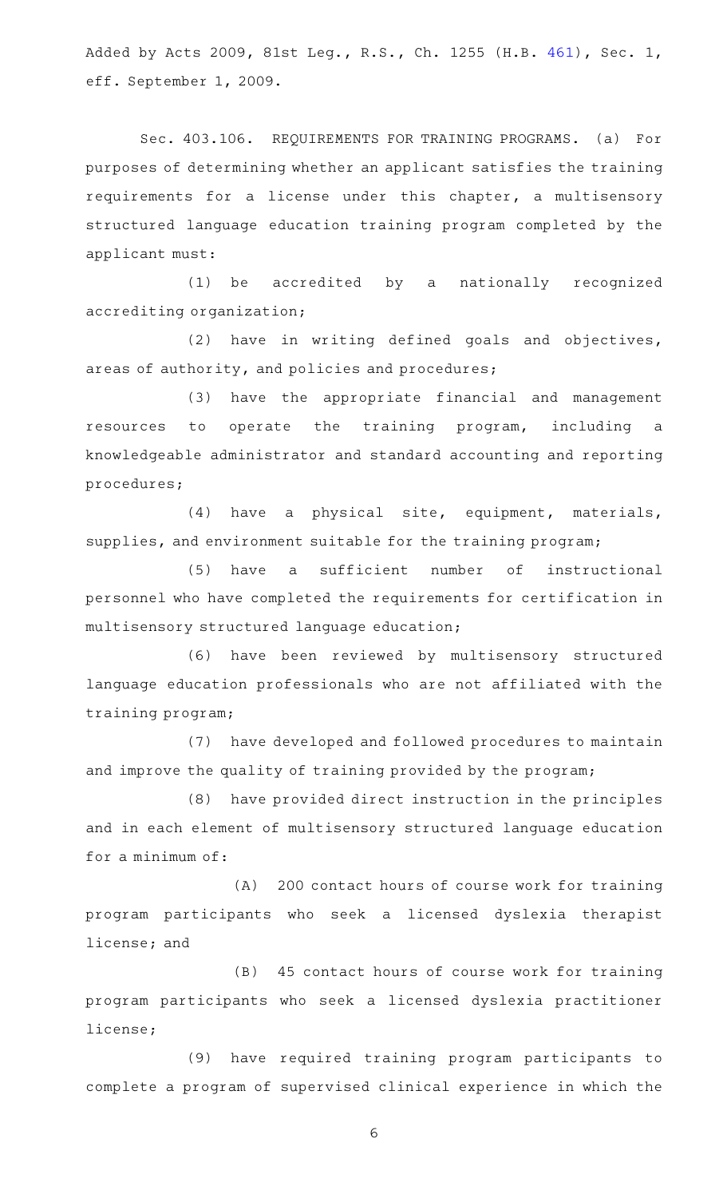Added by Acts 2009, 81st Leg., R.S., Ch. 1255 (H.B. 461), Sec. 1, eff. September 1, 2009.

Sec. 403.106. REQUIREMENTS FOR TRAINING PROGRAMS. (a) For purposes of determining whether an applicant satisfies the training requirements for a license under this chapter, a multisensory structured language education training program completed by the applicant must:

(1) be accredited by a nationally recognized accrediting organization;

(2) have in writing defined goals and objectives, areas of authority, and policies and procedures;

(3) have the appropriate financial and management resources to operate the training program, including a knowledgeable administrator and standard accounting and reporting procedures;

(4) have a physical site, equipment, materials, supplies, and environment suitable for the training program;

(5) have a sufficient number of instructional personnel who have completed the requirements for certification in multisensory structured language education;

(6) have been reviewed by multisensory structured language education professionals who are not affiliated with the training program;

(7) have developed and followed procedures to maintain and improve the quality of training provided by the program;

(8) have provided direct instruction in the principles and in each element of multisensory structured language education for a minimum of:

(A) 200 contact hours of course work for training program participants who seek a licensed dyslexia therapist license; and

(B) 45 contact hours of course work for training program participants who seek a licensed dyslexia practitioner license;

(9) have required training program participants to complete a program of supervised clinical experience in which the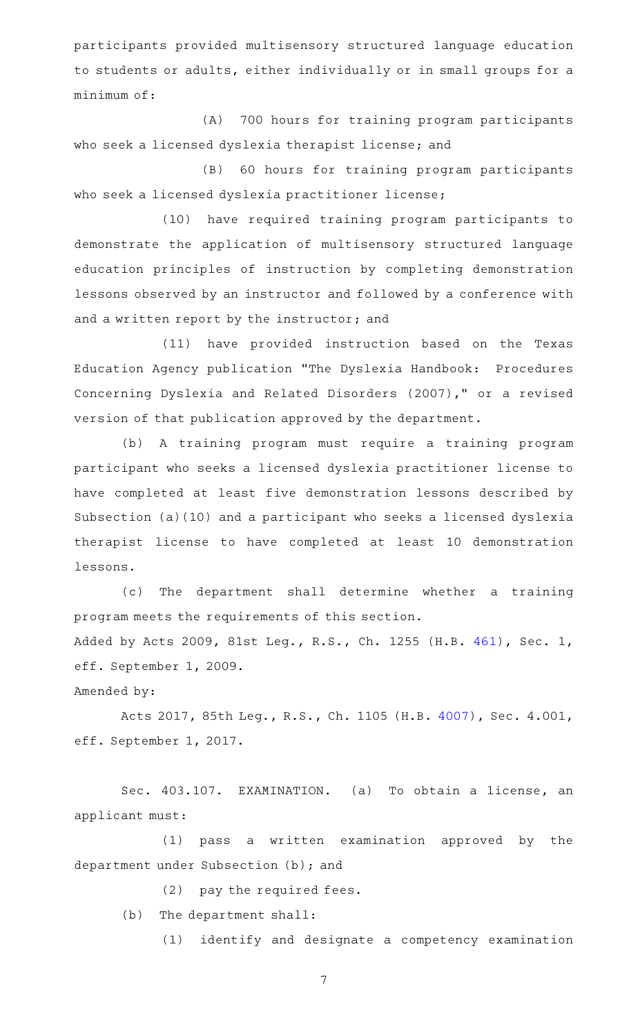participants provided multisensory structured language education to students or adults, either individually or in small groups for a minimum of:

(A) 700 hours for training program participants who seek a licensed dyslexia therapist license; and

(B) 60 hours for training program participants who seek a licensed dyslexia practitioner license;

(10) have required training program participants to demonstrate the application of multisensory structured language education principles of instruction by completing demonstration lessons observed by an instructor and followed by a conference with and a written report by the instructor; and

(11) have provided instruction based on the Texas Education Agency publication "The Dyslexia Handbook: Procedures Concerning Dyslexia and Related Disorders (2007)," or a revised version of that publication approved by the department.

(b) A training program must require a training program participant who seeks a licensed dyslexia practitioner license to have completed at least five demonstration lessons described by Subsection (a)(10) and a participant who seeks a licensed dyslexia therapist license to have completed at least 10 demonstration lessons.

(c) The department shall determine whether a training program meets the requirements of this section.

Added by Acts 2009, 81st Leg., R.S., Ch. 1255 (H.B. 461), Sec. 1, eff. September 1, 2009.

Amended by:

Acts 2017, 85th Leg., R.S., Ch. 1105 (H.B. 4007), Sec. 4.001, eff. September 1, 2017.

Sec. 403.107. EXAMINATION. (a) To obtain a license, an applicant must:

(1) pass a written examination approved by the department under Subsection (b); and

(2) pay the required fees.

(b) The department shall:

(1) identify and designate a competency examination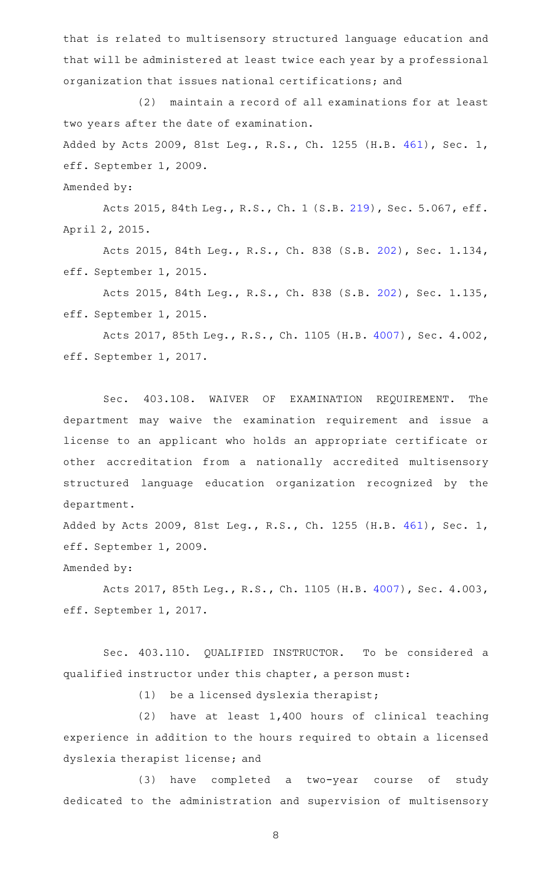that is related to multisensory structured language education and that will be administered at least twice each year by a professional organization that issues national certifications; and

(2) maintain a record of all examinations for at least two years after the date of examination.

Added by Acts 2009, 81st Leg., R.S., Ch. 1255 (H.B. 461), Sec. 1, eff. September 1, 2009.

Amended by:

Acts 2015, 84th Leg., R.S., Ch. 1 (S.B. 219), Sec. 5.067, eff. April 2, 2015.

Acts 2015, 84th Leg., R.S., Ch. 838 (S.B. 202), Sec. 1.134, eff. September 1, 2015.

Acts 2015, 84th Leg., R.S., Ch. 838 (S.B. 202), Sec. 1.135, eff. September 1, 2015.

Acts 2017, 85th Leg., R.S., Ch. 1105 (H.B. 4007), Sec. 4.002, eff. September 1, 2017.

Sec. 403.108. WAIVER OF EXAMINATION REQUIREMENT. The department may waive the examination requirement and issue a license to an applicant who holds an appropriate certificate or other accreditation from a nationally accredited multisensory structured language education organization recognized by the department.

Added by Acts 2009, 81st Leg., R.S., Ch. 1255 (H.B. 461), Sec. 1, eff. September 1, 2009.

Amended by:

Acts 2017, 85th Leg., R.S., Ch. 1105 (H.B. 4007), Sec. 4.003, eff. September 1, 2017.

Sec. 403.110. QUALIFIED INSTRUCTOR. To be considered a qualified instructor under this chapter, a person must:

(1) be a licensed dyslexia therapist;

(2) have at least 1,400 hours of clinical teaching experience in addition to the hours required to obtain a licensed dyslexia therapist license; and

(3) have completed a two-year course of study dedicated to the administration and supervision of multisensory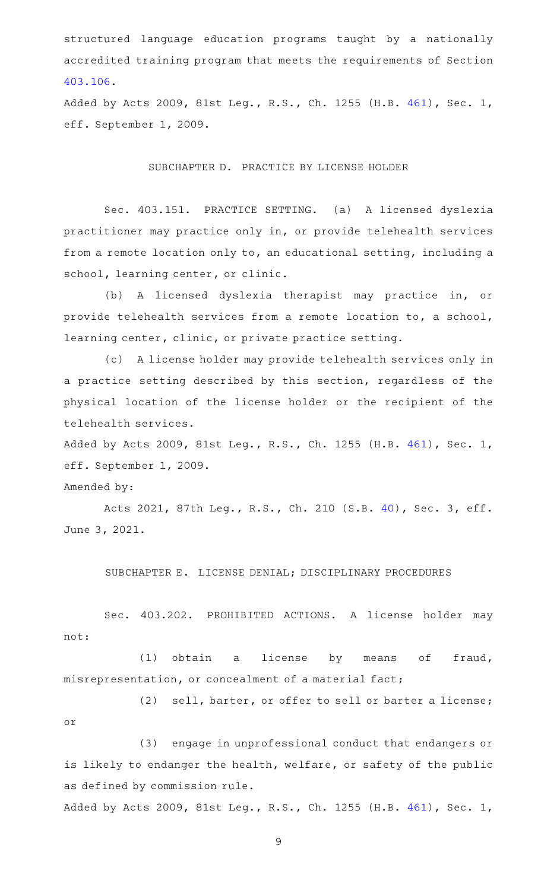structured language education programs taught by a nationally accredited training program that meets the requirements of Section 403.106.

Added by Acts 2009, 81st Leg., R.S., Ch. 1255 (H.B. 461), Sec. 1, eff. September 1, 2009.

SUBCHAPTER D. PRACTICE BY LICENSE HOLDER

Sec. 403.151. PRACTICE SETTING. (a) A licensed dyslexia practitioner may practice only in, or provide telehealth services from a remote location only to, an educational setting, including a school, learning center, or clinic.

(b) A licensed dyslexia therapist may practice in, or provide telehealth services from a remote location to, a school, learning center, clinic, or private practice setting.

(c) A license holder may provide telehealth services only in a practice setting described by this section, regardless of the physical location of the license holder or the recipient of the telehealth services.

Added by Acts 2009, 81st Leg., R.S., Ch. 1255 (H.B. 461), Sec. 1, eff. September 1, 2009.

Amended by:

Acts 2021, 87th Leg., R.S., Ch. 210 (S.B. 40), Sec. 3, eff. June 3, 2021.

SUBCHAPTER E. LICENSE DENIAL; DISCIPLINARY PROCEDURES

Sec. 403.202. PROHIBITED ACTIONS. A license holder may not:

(1) obtain a license by means of fraud, misrepresentation, or concealment of a material fact;

(2) sell, barter, or offer to sell or barter a license; or

(3) engage in unprofessional conduct that endangers or is likely to endanger the health, welfare, or safety of the public as defined by commission rule.

Added by Acts 2009, 81st Leg., R.S., Ch. 1255 (H.B. 461), Sec. 1,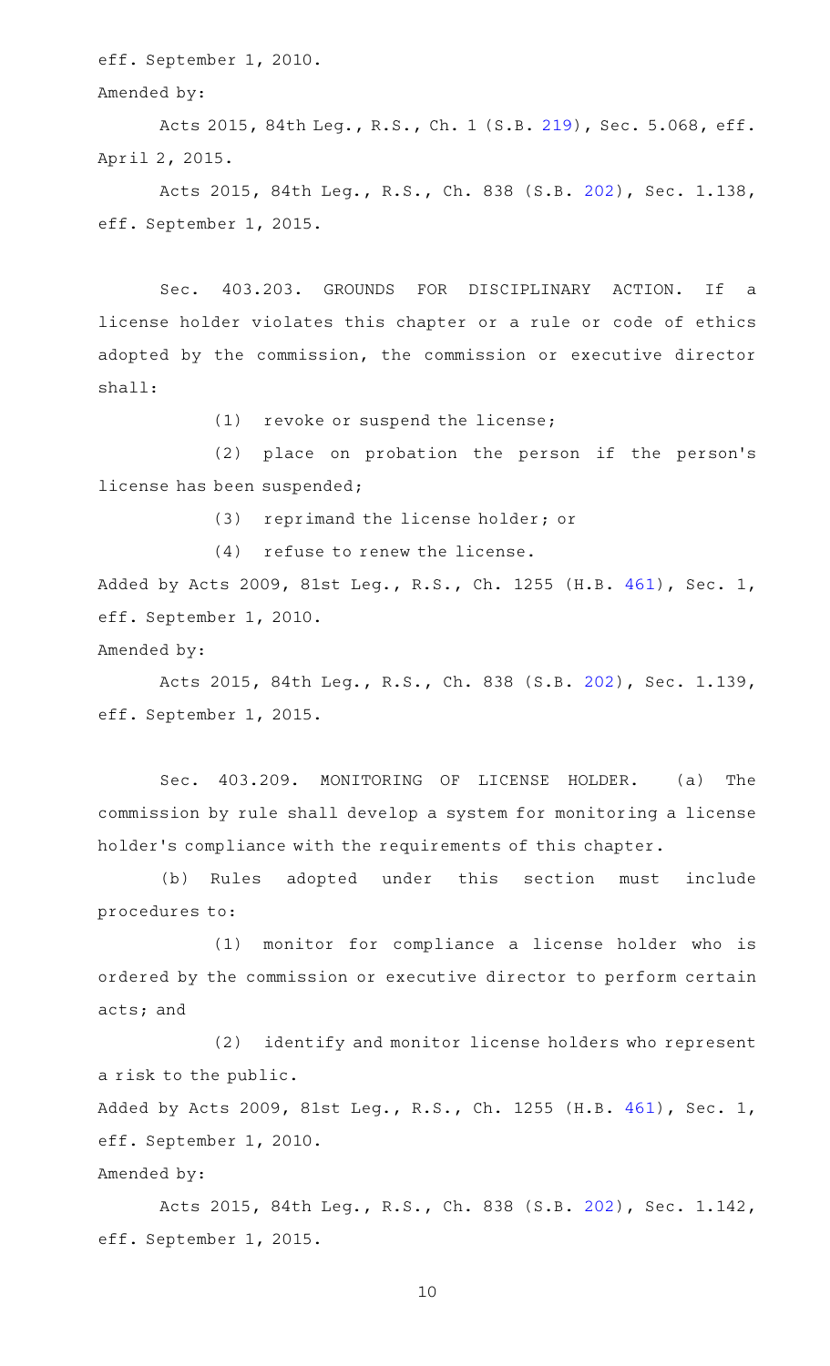eff. September 1, 2010.

Amended by:

Acts 2015, 84th Leg., R.S., Ch. 1 (S.B. 219), Sec. 5.068, eff. April 2, 2015.

Acts 2015, 84th Leg., R.S., Ch. 838 (S.B. 202), Sec. 1.138, eff. September 1, 2015.

Sec. 403.203. GROUNDS FOR DISCIPLINARY ACTION. If a license holder violates this chapter or a rule or code of ethics adopted by the commission, the commission or executive director shall:

(1) revoke or suspend the license;

(2) place on probation the person if the person's license has been suspended;

(3) reprimand the license holder; or

(4) refuse to renew the license.

Added by Acts 2009, 81st Leg., R.S., Ch. 1255 (H.B. 461), Sec. 1, eff. September 1, 2010.

Amended by:

Acts 2015, 84th Leg., R.S., Ch. 838 (S.B. 202), Sec. 1.139, eff. September 1, 2015.

Sec. 403.209. MONITORING OF LICENSE HOLDER. (a) The commission by rule shall develop a system for monitoring a license holder's compliance with the requirements of this chapter.

(b) Rules adopted under this section must include procedures to:

(1) monitor for compliance a license holder who is ordered by the commission or executive director to perform certain acts; and

(2) identify and monitor license holders who represent a risk to the public.

Added by Acts 2009, 81st Leg., R.S., Ch. 1255 (H.B. 461), Sec. 1, eff. September 1, 2010.

Amended by:

Acts 2015, 84th Leg., R.S., Ch. 838 (S.B. 202), Sec. 1.142, eff. September 1, 2015.